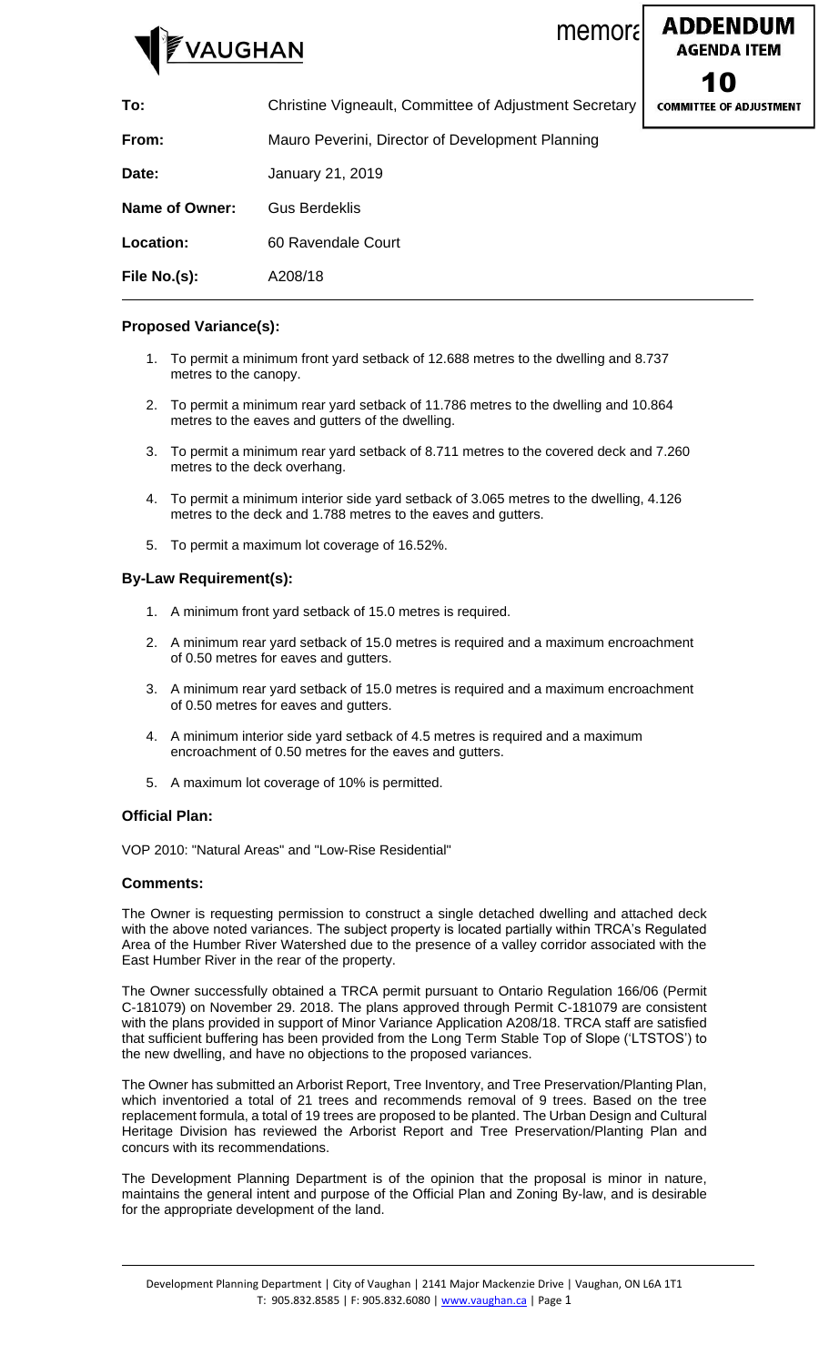VAUGHAN

memorandum

**ADDENDUM**
**AGENDA ITEM**
**10**
**COMMITTEE OF ADJUSTMENT**

| | |
|---|---|
| **To:** | Christine Vigneault, Committee of Adjustment Secretary |
| **From:** | Mauro Peverini, Director of Development Planning |
| **Date:** | January 21, 2019 |
| **Name of Owner:** | Gus Berdeklis |
| **Location:** | 60 Ravendale Court |
| **File No.(s):** | A208/18 |

### Proposed Variance(s):

1. To permit a minimum front yard setback of 12.688 metres to the dwelling and 8.737 metres to the canopy.
2. To permit a minimum rear yard setback of 11.786 metres to the dwelling and 10.864 metres to the eaves and gutters of the dwelling.
3. To permit a minimum rear yard setback of 8.711 metres to the covered deck and 7.260 metres to the deck overhang.
4. To permit a minimum interior side yard setback of 3.065 metres to the dwelling, 4.126 metres to the deck and 1.788 metres to the eaves and gutters.
5. To permit a maximum lot coverage of 16.52%.

### By-Law Requirement(s):

1. A minimum front yard setback of 15.0 metres is required.
2. A minimum rear yard setback of 15.0 metres is required and a maximum encroachment of 0.50 metres for eaves and gutters.
3. A minimum rear yard setback of 15.0 metres is required and a maximum encroachment of 0.50 metres for eaves and gutters.
4. A minimum interior side yard setback of 4.5 metres is required and a maximum encroachment of 0.50 metres for the eaves and gutters.
5. A maximum lot coverage of 10% is permitted.

### Official Plan:

VOP 2010: "Natural Areas" and "Low-Rise Residential"

### Comments:

The Owner is requesting permission to construct a single detached dwelling and attached deck with the above noted variances. The subject property is located partially within TRCA's Regulated Area of the Humber River Watershed due to the presence of a valley corridor associated with the East Humber River in the rear of the property.

The Owner successfully obtained a TRCA permit pursuant to Ontario Regulation 166/06 (Permit C-181079) on November 29. 2018. The plans approved through Permit C-181079 are consistent with the plans provided in support of Minor Variance Application A208/18. TRCA staff are satisfied that sufficient buffering has been provided from the Long Term Stable Top of Slope ('LTSTOS') to the new dwelling, and have no objections to the proposed variances.

The Owner has submitted an Arborist Report, Tree Inventory, and Tree Preservation/Planting Plan, which inventoried a total of 21 trees and recommends removal of 9 trees. Based on the tree replacement formula, a total of 19 trees are proposed to be planted. The Urban Design and Cultural Heritage Division has reviewed the Arborist Report and Tree Preservation/Planting Plan and concurs with its recommendations.

The Development Planning Department is of the opinion that the proposal is minor in nature, maintains the general intent and purpose of the Official Plan and Zoning By-law, and is desirable for the appropriate development of the land.

Development Planning Department | City of Vaughan | 2141 Major Mackenzie Drive | Vaughan, ON L6A 1T1
T: 905.832.8585 | F: 905.832.6080 | www.vaughan.ca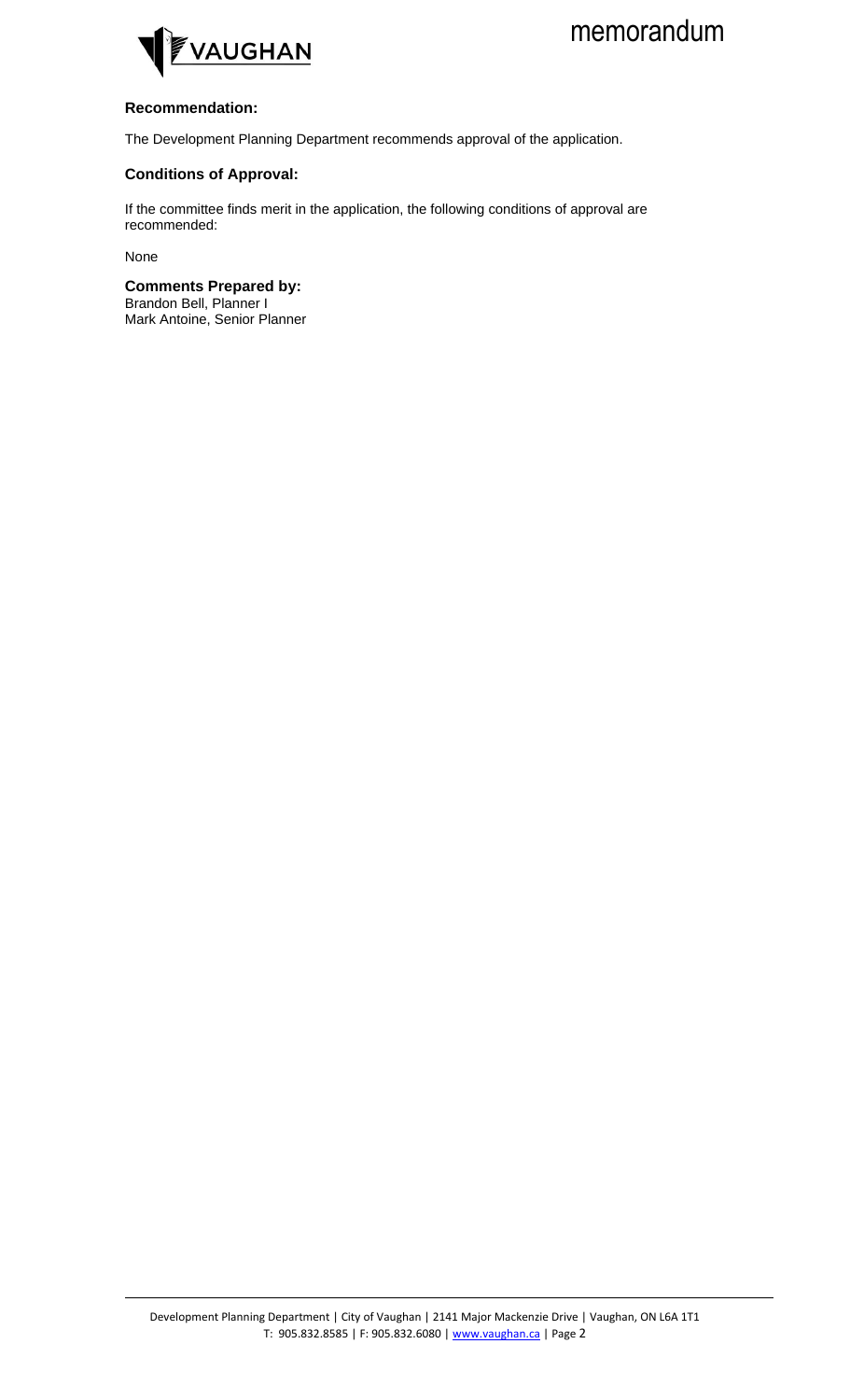**Recommendation:**

The Development Planning Department recommends approval of the application.

**Conditions of Approval:**

If the committee finds merit in the application, the following conditions of approval are recommended:

None

**Comments Prepared by:**
Brandon Bell, Planner I
Mark Antoine, Senior Planner